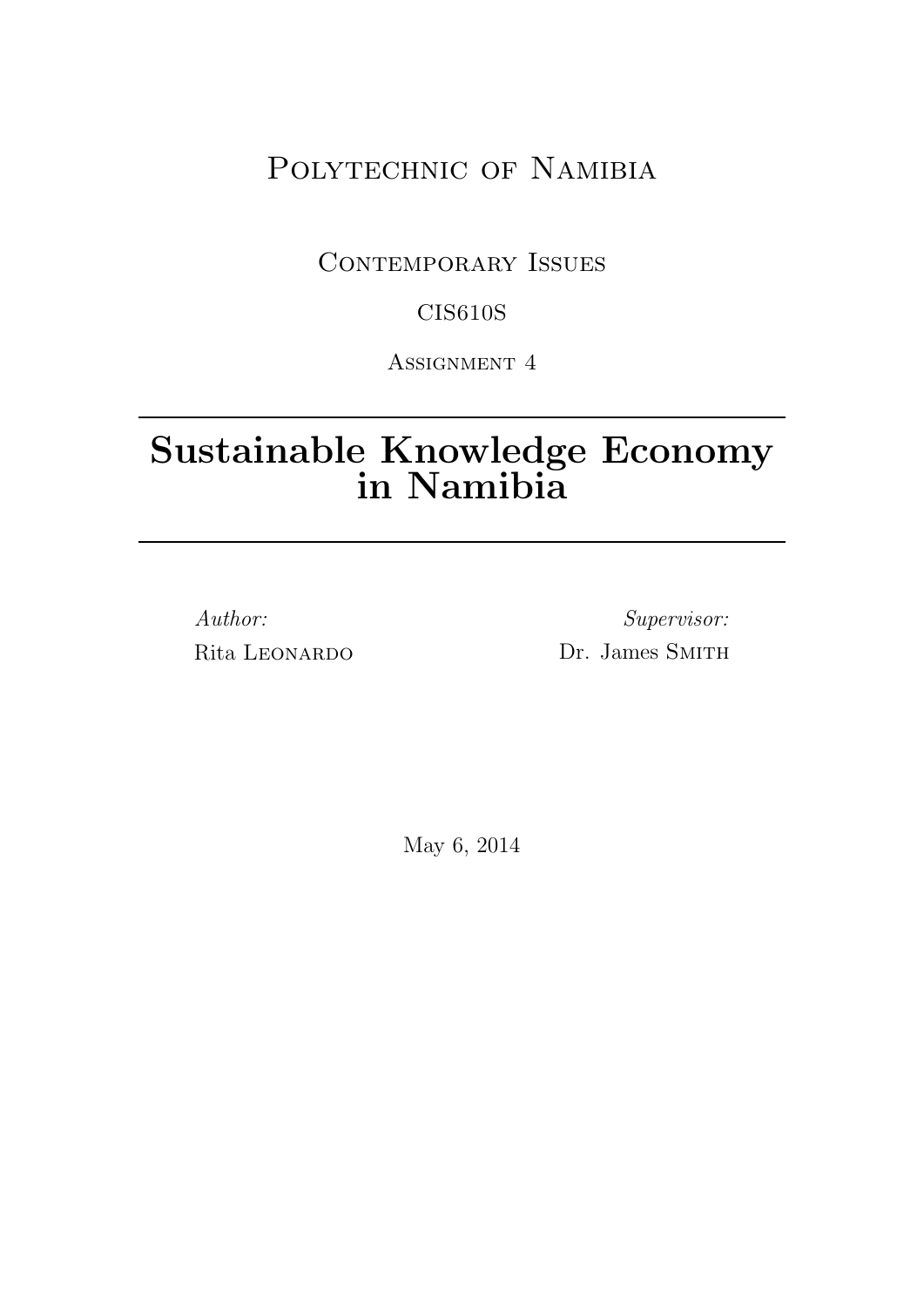Polytechnic of Namibia

Contemporary Issues

CIS610S

Assignment 4

---

# Sustainable Knowledge Economy in Namibia

---

*Author:*
Rita Leonardo

*Supervisor:*
Dr. James Smith

May 6, 2014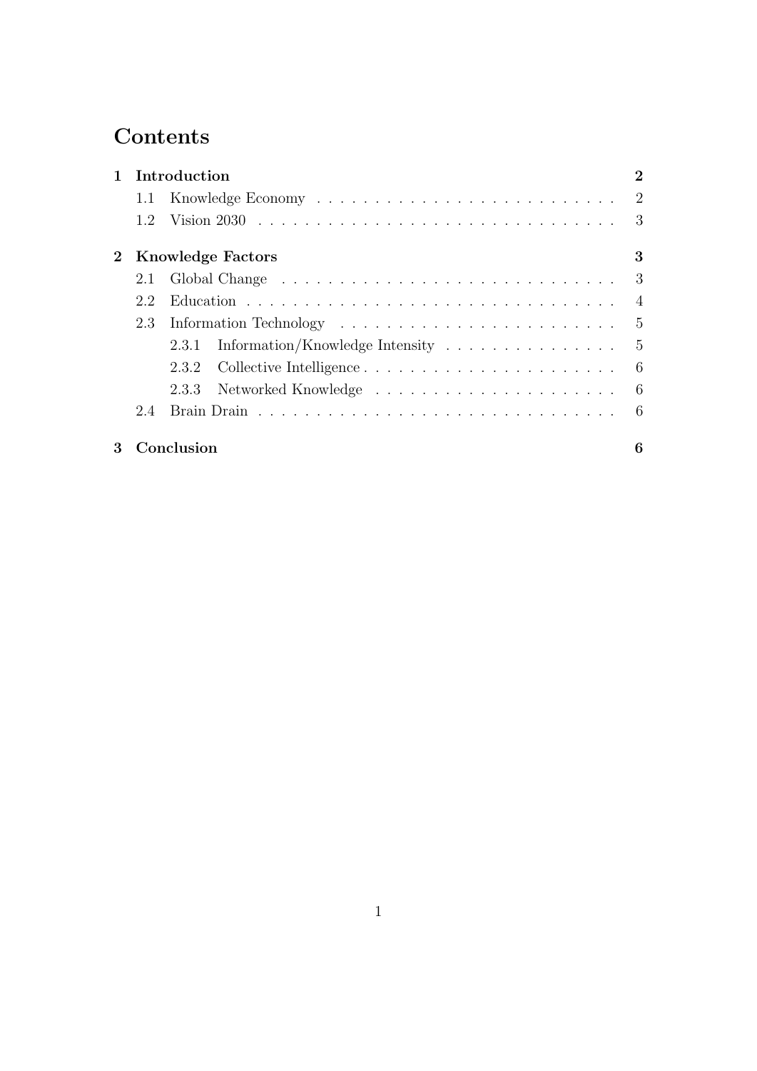# Contents

| | | |
|---|---|---|
| **1** | **Introduction** | **2** |
| 1.1 | Knowledge Economy | 2 |
| 1.2 | Vision 2030 | 3 |
| **2** | **Knowledge Factors** | **3** |
| 2.1 | Global Change | 3 |
| 2.2 | Education | 4 |
| 2.3 | Information Technology | 5 |
| 2.3.1 | Information/Knowledge Intensity | 5 |
| 2.3.2 | Collective Intelligence | 6 |
| 2.3.3 | Networked Knowledge | 6 |
| 2.4 | Brain Drain | 6 |
| **3** | **Conclusion** | **6** |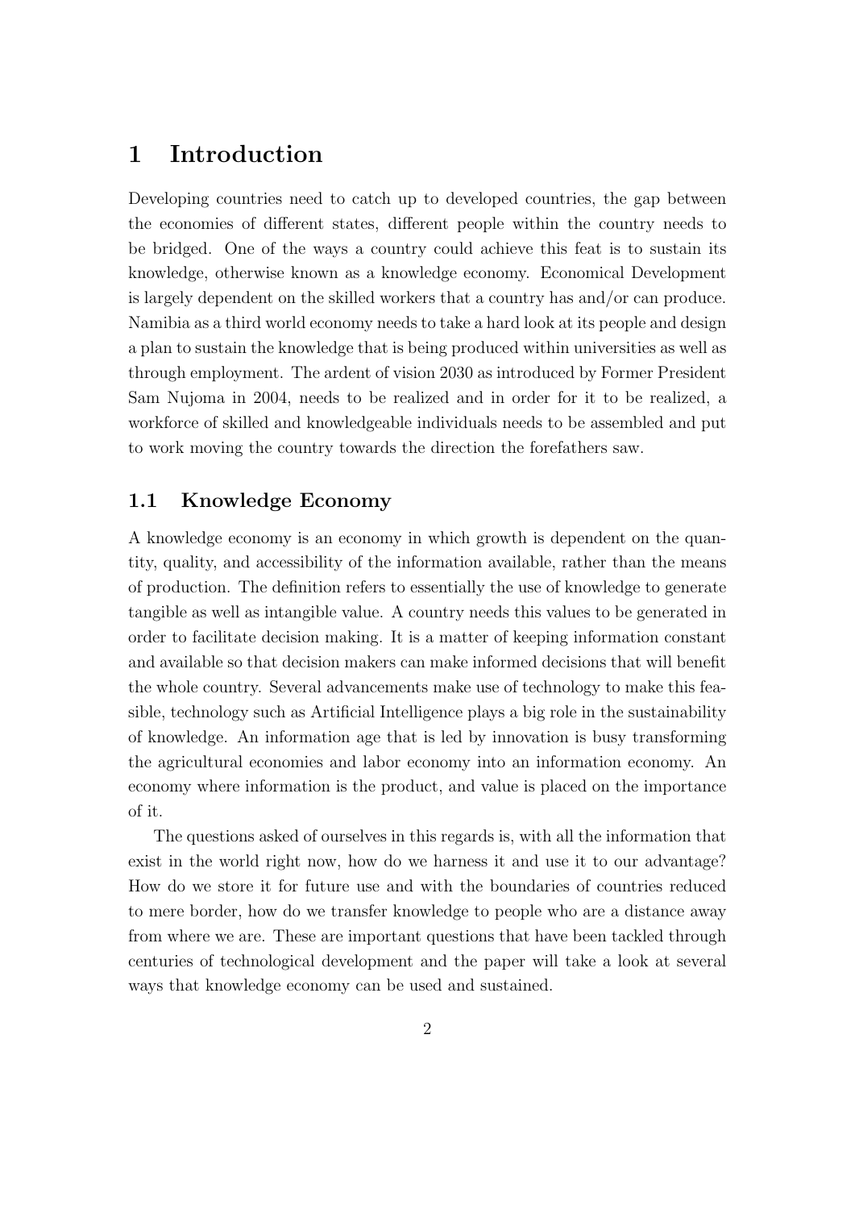# 1 Introduction

Developing countries need to catch up to developed countries, the gap between the economies of different states, different people within the country needs to be bridged. One of the ways a country could achieve this feat is to sustain its knowledge, otherwise known as a knowledge economy. Economical Development is largely dependent on the skilled workers that a country has and/or can produce. Namibia as a third world economy needs to take a hard look at its people and design a plan to sustain the knowledge that is being produced within universities as well as through employment. The ardent of vision 2030 as introduced by Former President Sam Nujoma in 2004, needs to be realized and in order for it to be realized, a workforce of skilled and knowledgeable individuals needs to be assembled and put to work moving the country towards the direction the forefathers saw.

## 1.1 Knowledge Economy

A knowledge economy is an economy in which growth is dependent on the quantity, quality, and accessibility of the information available, rather than the means of production. The definition refers to essentially the use of knowledge to generate tangible as well as intangible value. A country needs this values to be generated in order to facilitate decision making. It is a matter of keeping information constant and available so that decision makers can make informed decisions that will benefit the whole country. Several advancements make use of technology to make this feasible, technology such as Artificial Intelligence plays a big role in the sustainability of knowledge. An information age that is led by innovation is busy transforming the agricultural economies and labor economy into an information economy. An economy where information is the product, and value is placed on the importance of it.

The questions asked of ourselves in this regards is, with all the information that exist in the world right now, how do we harness it and use it to our advantage? How do we store it for future use and with the boundaries of countries reduced to mere border, how do we transfer knowledge to people who are a distance away from where we are. These are important questions that have been tackled through centuries of technological development and the paper will take a look at several ways that knowledge economy can be used and sustained.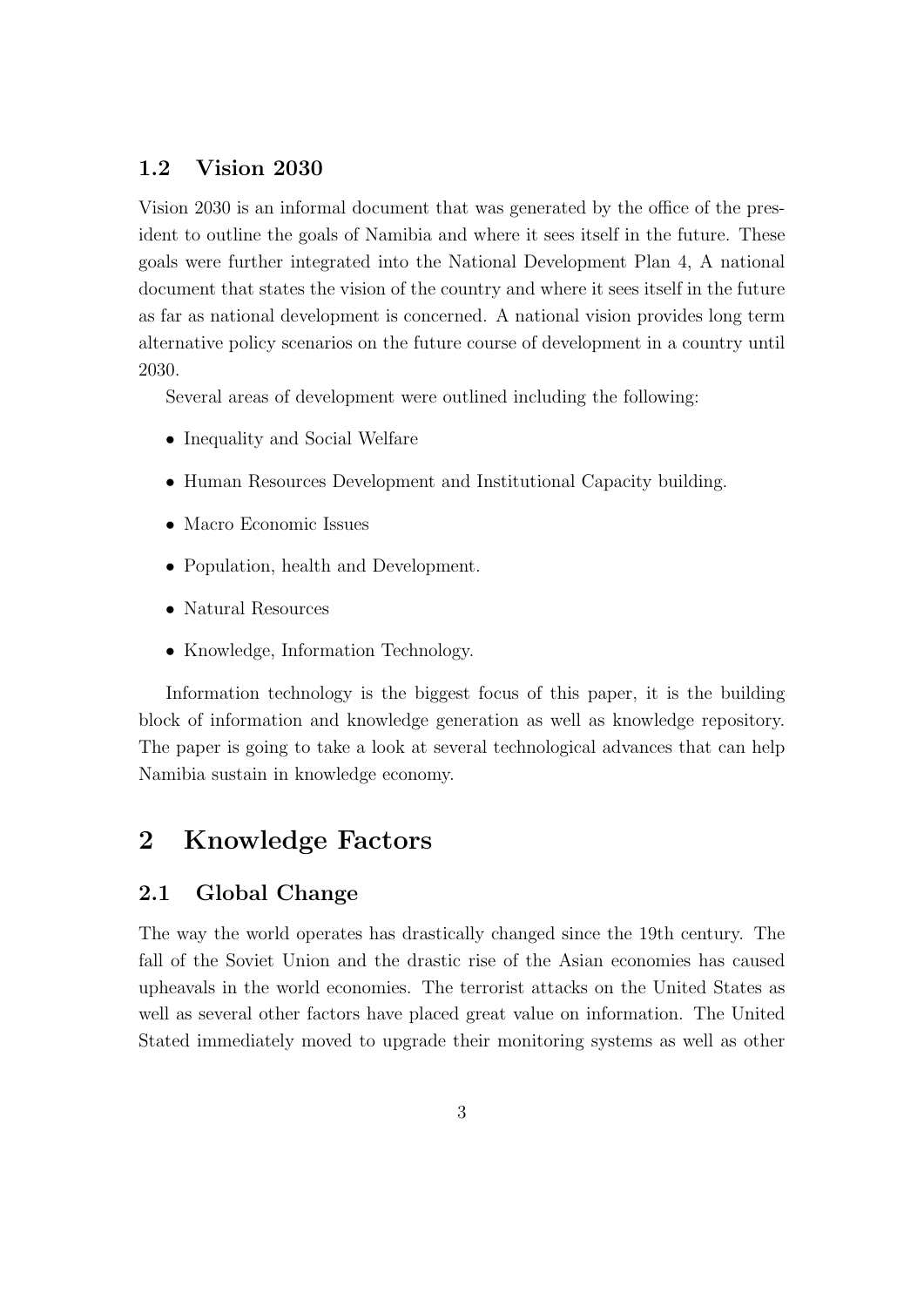### 1.2 Vision 2030

Vision 2030 is an informal document that was generated by the office of the president to outline the goals of Namibia and where it sees itself in the future. These goals were further integrated into the National Development Plan 4, A national document that states the vision of the country and where it sees itself in the future as far as national development is concerned. A national vision provides long term alternative policy scenarios on the future course of development in a country until 2030.

Several areas of development were outlined including the following:

- Inequality and Social Welfare
- Human Resources Development and Institutional Capacity building.
- Macro Economic Issues
- Population, health and Development.
- Natural Resources
- Knowledge, Information Technology.

Information technology is the biggest focus of this paper, it is the building block of information and knowledge generation as well as knowledge repository. The paper is going to take a look at several technological advances that can help Namibia sustain in knowledge economy.

## 2 Knowledge Factors

### 2.1 Global Change

The way the world operates has drastically changed since the 19th century. The fall of the Soviet Union and the drastic rise of the Asian economies has caused upheavals in the world economies. The terrorist attacks on the United States as well as several other factors have placed great value on information. The United Stated immediately moved to upgrade their monitoring systems as well as other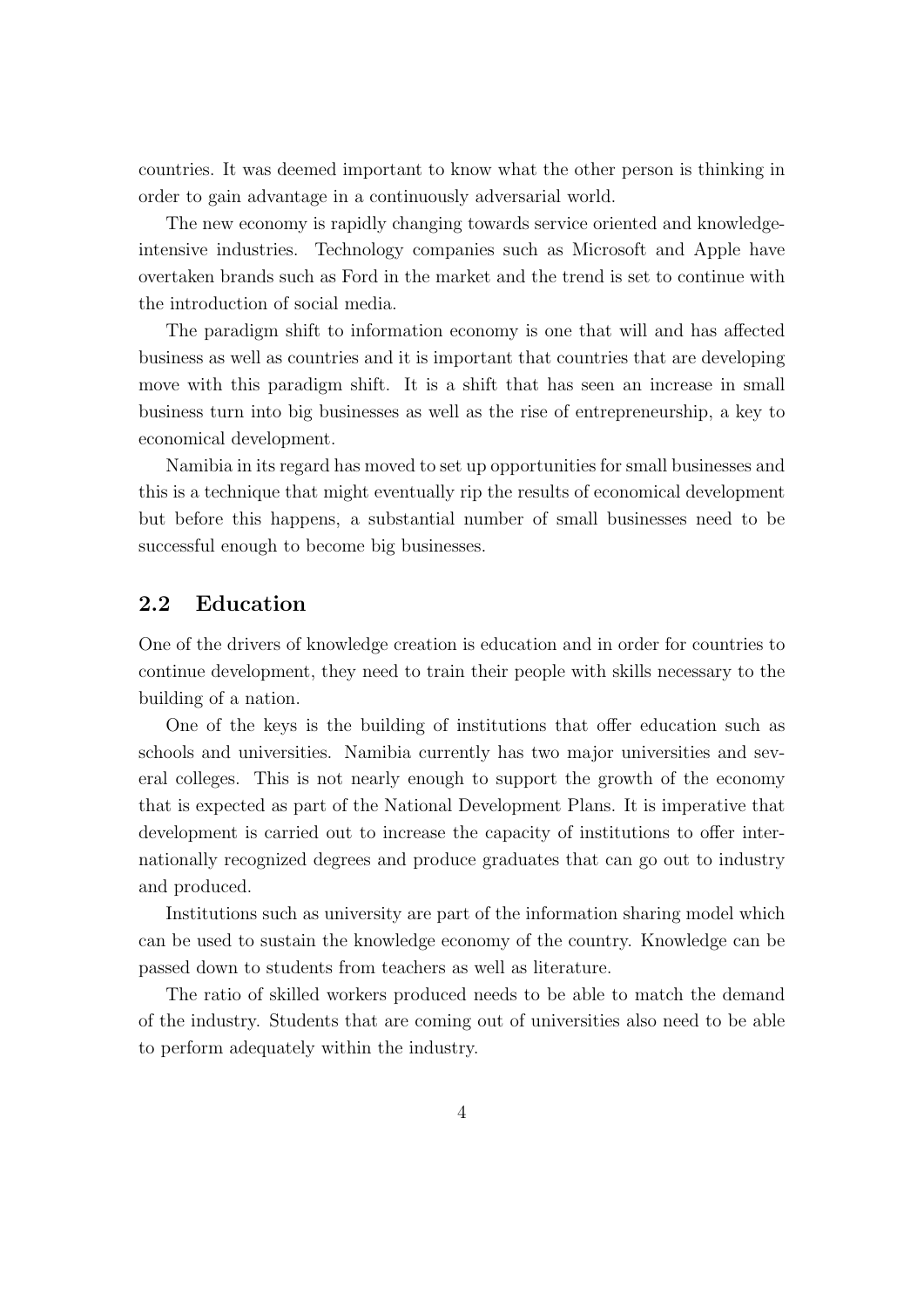countries. It was deemed important to know what the other person is thinking in order to gain advantage in a continuously adversarial world.

The new economy is rapidly changing towards service oriented and knowledge-intensive industries. Technology companies such as Microsoft and Apple have overtaken brands such as Ford in the market and the trend is set to continue with the introduction of social media.

The paradigm shift to information economy is one that will and has affected business as well as countries and it is important that countries that are developing move with this paradigm shift. It is a shift that has seen an increase in small business turn into big businesses as well as the rise of entrepreneurship, a key to economical development.

Namibia in its regard has moved to set up opportunities for small businesses and this is a technique that might eventually rip the results of economical development but before this happens, a substantial number of small businesses need to be successful enough to become big businesses.

## 2.2 Education

One of the drivers of knowledge creation is education and in order for countries to continue development, they need to train their people with skills necessary to the building of a nation.

One of the keys is the building of institutions that offer education such as schools and universities. Namibia currently has two major universities and several colleges. This is not nearly enough to support the growth of the economy that is expected as part of the National Development Plans. It is imperative that development is carried out to increase the capacity of institutions to offer internationally recognized degrees and produce graduates that can go out to industry and produced.

Institutions such as university are part of the information sharing model which can be used to sustain the knowledge economy of the country. Knowledge can be passed down to students from teachers as well as literature.

The ratio of skilled workers produced needs to be able to match the demand of the industry. Students that are coming out of universities also need to be able to perform adequately within the industry.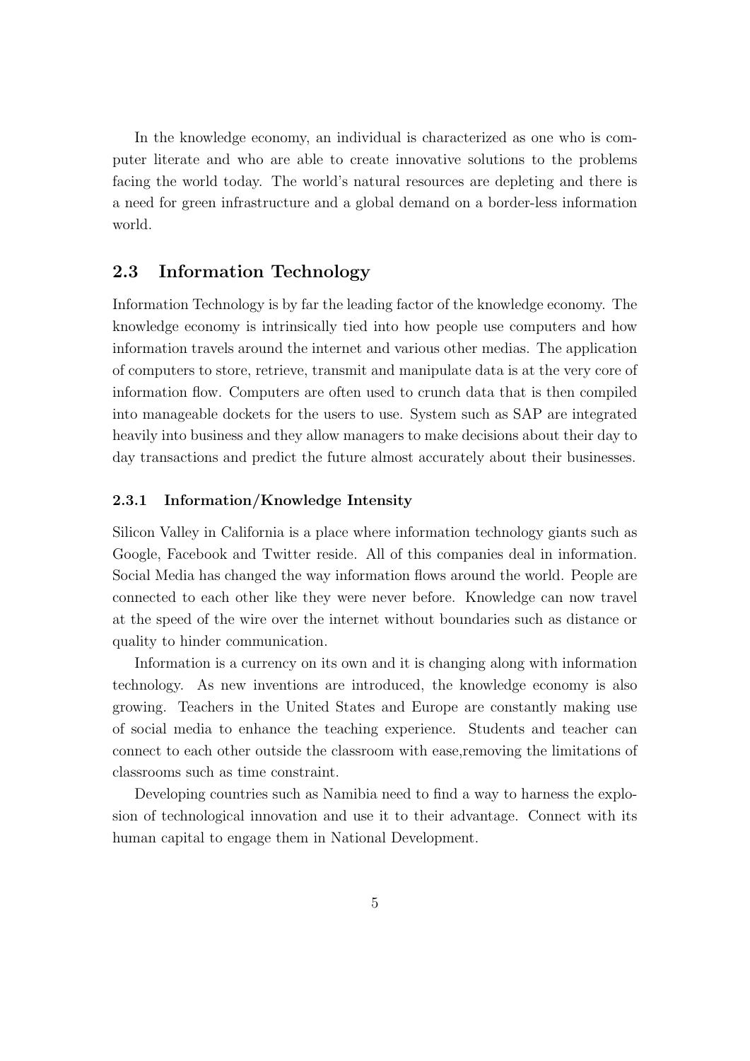In the knowledge economy, an individual is characterized as one who is computer literate and who are able to create innovative solutions to the problems facing the world today. The world's natural resources are depleting and there is a need for green infrastructure and a global demand on a border-less information world.

## 2.3 Information Technology

Information Technology is by far the leading factor of the knowledge economy. The knowledge economy is intrinsically tied into how people use computers and how information travels around the internet and various other medias. The application of computers to store, retrieve, transmit and manipulate data is at the very core of information flow. Computers are often used to crunch data that is then compiled into manageable dockets for the users to use. System such as SAP are integrated heavily into business and they allow managers to make decisions about their day to day transactions and predict the future almost accurately about their businesses.

### 2.3.1 Information/Knowledge Intensity

Silicon Valley in California is a place where information technology giants such as Google, Facebook and Twitter reside. All of this companies deal in information. Social Media has changed the way information flows around the world. People are connected to each other like they were never before. Knowledge can now travel at the speed of the wire over the internet without boundaries such as distance or quality to hinder communication.

Information is a currency on its own and it is changing along with information technology. As new inventions are introduced, the knowledge economy is also growing. Teachers in the United States and Europe are constantly making use of social media to enhance the teaching experience. Students and teacher can connect to each other outside the classroom with ease,removing the limitations of classrooms such as time constraint.

Developing countries such as Namibia need to find a way to harness the explosion of technological innovation and use it to their advantage. Connect with its human capital to engage them in National Development.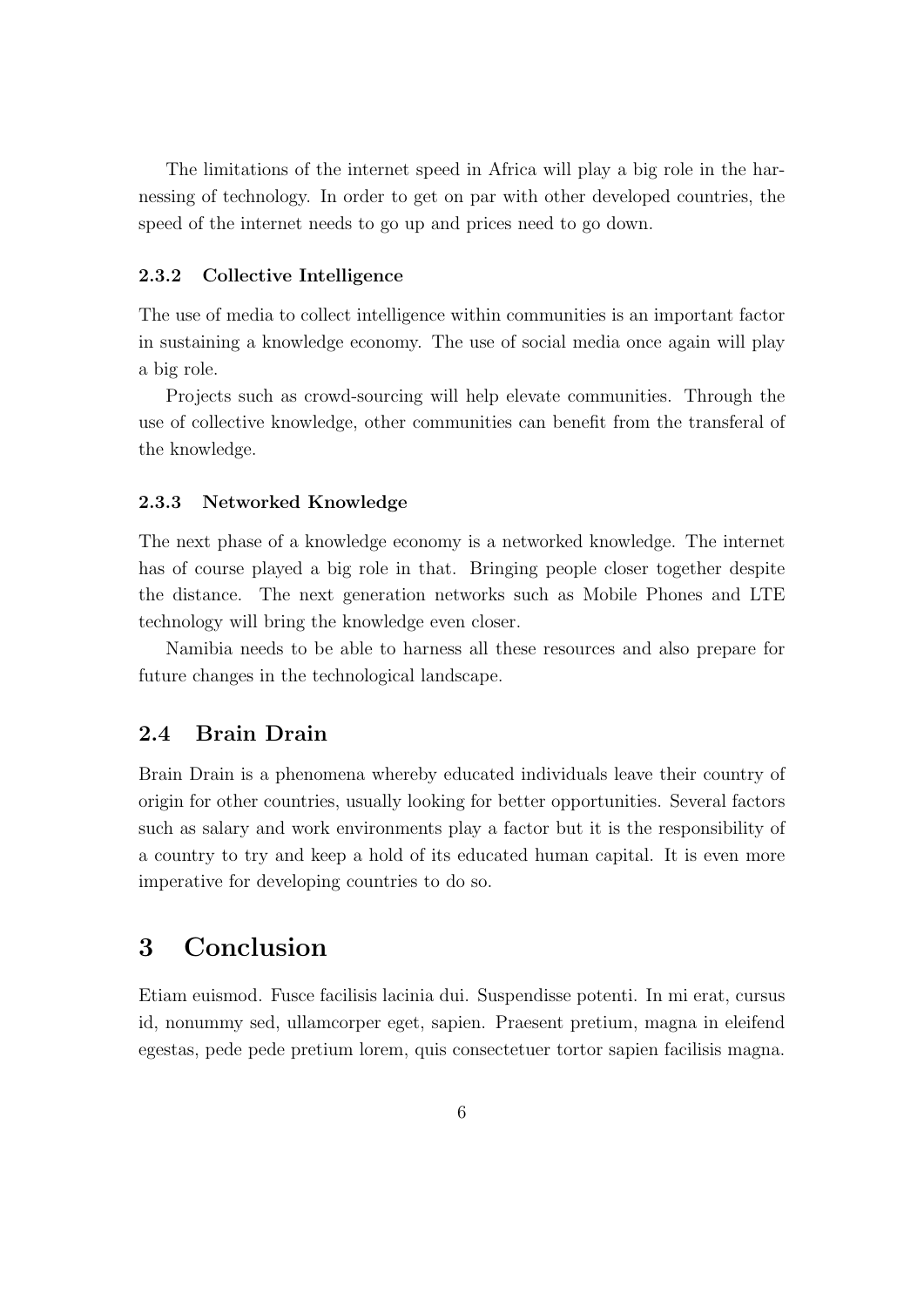The limitations of the internet speed in Africa will play a big role in the harnessing of technology. In order to get on par with other developed countries, the speed of the internet needs to go up and prices need to go down.

#### 2.3.2 Collective Intelligence

The use of media to collect intelligence within communities is an important factor in sustaining a knowledge economy. The use of social media once again will play a big role.

Projects such as crowd-sourcing will help elevate communities. Through the use of collective knowledge, other communities can benefit from the transferal of the knowledge.

#### 2.3.3 Networked Knowledge

The next phase of a knowledge economy is a networked knowledge. The internet has of course played a big role in that. Bringing people closer together despite the distance. The next generation networks such as Mobile Phones and LTE technology will bring the knowledge even closer.

Namibia needs to be able to harness all these resources and also prepare for future changes in the technological landscape.

### 2.4 Brain Drain

Brain Drain is a phenomena whereby educated individuals leave their country of origin for other countries, usually looking for better opportunities. Several factors such as salary and work environments play a factor but it is the responsibility of a country to try and keep a hold of its educated human capital. It is even more imperative for developing countries to do so.

## 3 Conclusion

Etiam euismod. Fusce facilisis lacinia dui. Suspendisse potenti. In mi erat, cursus id, nonummy sed, ullamcorper eget, sapien. Praesent pretium, magna in eleifend egestas, pede pede pretium lorem, quis consectetuer tortor sapien facilisis magna.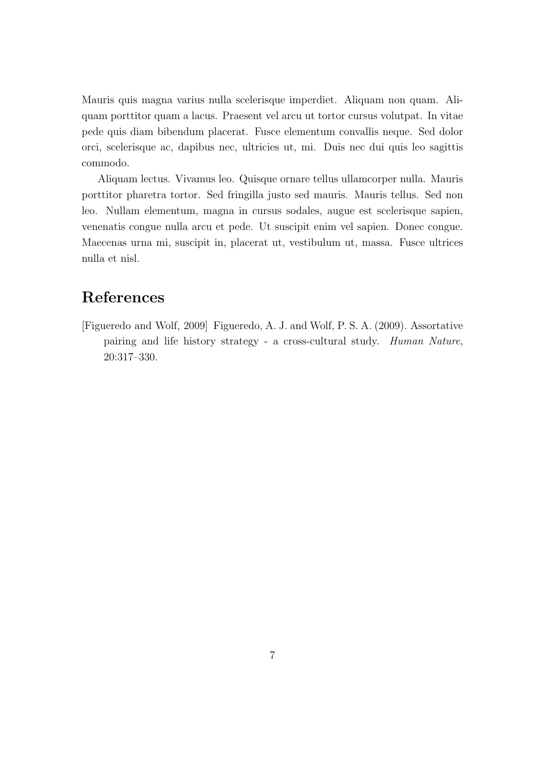Mauris quis magna varius nulla scelerisque imperdiet. Aliquam non quam. Aliquam porttitor quam a lacus. Praesent vel arcu ut tortor cursus volutpat. In vitae pede quis diam bibendum placerat. Fusce elementum convallis neque. Sed dolor orci, scelerisque ac, dapibus nec, ultricies ut, mi. Duis nec dui quis leo sagittis commodo.

Aliquam lectus. Vivamus leo. Quisque ornare tellus ullamcorper nulla. Mauris porttitor pharetra tortor. Sed fringilla justo sed mauris. Mauris tellus. Sed non leo. Nullam elementum, magna in cursus sodales, augue est scelerisque sapien, venenatis congue nulla arcu et pede. Ut suscipit enim vel sapien. Donec congue. Maecenas urna mi, suscipit in, placerat ut, vestibulum ut, massa. Fusce ultrices nulla et nisl.

## References

[Figueredo and Wolf, 2009] Figueredo, A. J. and Wolf, P. S. A. (2009). Assortative pairing and life history strategy - a cross-cultural study. *Human Nature*, 20:317–330.